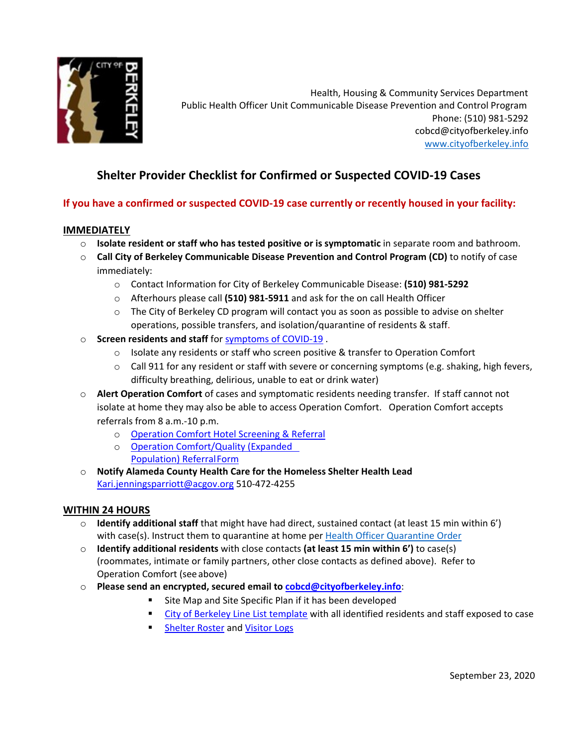Health, Housing & Community Services Department
Public Health Officer Unit Communicable Disease Prevention and Control Program
Phone: (510) 981-5292
cobcd@cityofberkeley.info
www.cityofberkeley.info

# Shelter Provider Checklist for Confirmed or Suspected COVID-19 Cases

**If you have a confirmed or suspected COVID-19 case currently or recently housed in your facility:**

## IMMEDIATELY

- **Isolate resident or staff who has tested positive or is symptomatic** in separate room and bathroom.
- **Call City of Berkeley Communicable Disease Prevention and Control Program (CD)** to notify of case immediately:
  - Contact Information for City of Berkeley Communicable Disease: **(510) 981-5292**
  - Afterhours please call **(510) 981-5911** and ask for the on call Health Officer
  - The City of Berkeley CD program will contact you as soon as possible to advise on shelter operations, possible transfers, and isolation/quarantine of residents & staff.
- **Screen residents and staff** for symptoms of COVID-19 .
  - Isolate any residents or staff who screen positive & transfer to Operation Comfort
  - Call 911 for any resident or staff with severe or concerning symptoms (e.g. shaking, high fevers, difficulty breathing, delirious, unable to eat or drink water)
- **Alert Operation Comfort** of cases and symptomatic residents needing transfer. If staff cannot not isolate at home they may also be able to access Operation Comfort. Operation Comfort accepts referrals from 8 a.m.-10 p.m.
  - Operation Comfort Hotel Screening & Referral
  - Operation Comfort/Quality (Expanded Population) Referral Form
- **Notify Alameda County Health Care for the Homeless Shelter Health Lead** Kari.jenningsparriott@acgov.org 510-472-4255

## WITHIN 24 HOURS

- **Identify additional staff** that might have had direct, sustained contact (at least 15 min within 6') with case(s). Instruct them to quarantine at home per Health Officer Quarantine Order
- **Identify additional residents** with close contacts **(at least 15 min within 6')** to case(s) (roommates, intimate or family partners, other close contacts as defined above). Refer to Operation Comfort (see above)
- **Please send an encrypted, secured email to cobcd@cityofberkeley.info**:
  - Site Map and Site Specific Plan if it has been developed
  - City of Berkeley Line List template with all identified residents and staff exposed to case
  - Shelter Roster and Visitor Logs

September 23, 2020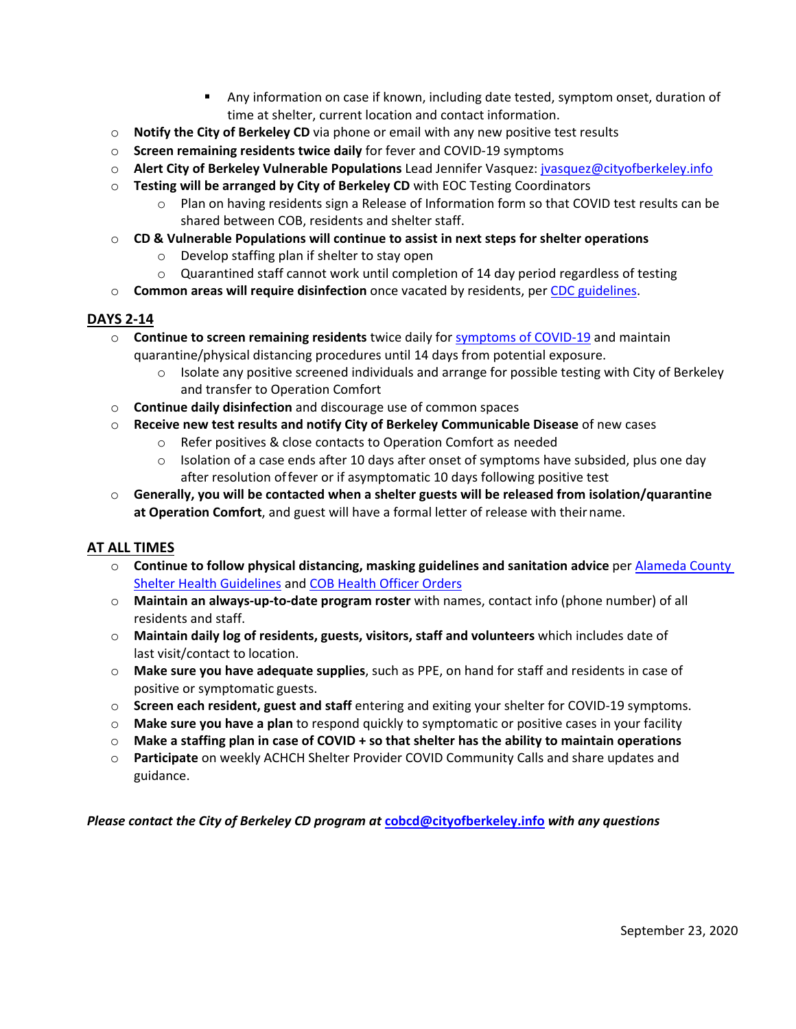- Any information on case if known, including date tested, symptom onset, duration of time at shelter, current location and contact information.
- **Notify the City of Berkeley CD** via phone or email with any new positive test results
- **Screen remaining residents twice daily** for fever and COVID-19 symptoms
- **Alert City of Berkeley Vulnerable Populations** Lead Jennifer Vasquez: jvasquez@cityofberkeley.info
- **Testing will be arranged by City of Berkeley CD** with EOC Testing Coordinators
    - Plan on having residents sign a Release of Information form so that COVID test results can be shared between COB, residents and shelter staff.
- **CD & Vulnerable Populations will continue to assist in next steps for shelter operations**
    - Develop staffing plan if shelter to stay open
    - Quarantined staff cannot work until completion of 14 day period regardless of testing
- **Common areas will require disinfection** once vacated by residents, per CDC guidelines.

## DAYS 2-14

- **Continue to screen remaining residents** twice daily for symptoms of COVID-19 and maintain quarantine/physical distancing procedures until 14 days from potential exposure.
    - Isolate any positive screened individuals and arrange for possible testing with City of Berkeley and transfer to Operation Comfort
- **Continue daily disinfection** and discourage use of common spaces
- **Receive new test results and notify City of Berkeley Communicable Disease** of new cases
    - Refer positives & close contacts to Operation Comfort as needed
    - Isolation of a case ends after 10 days after onset of symptoms have subsided, plus one day after resolution of fever or if asymptomatic 10 days following positive test
- **Generally, you will be contacted when a shelter guests will be released from isolation/quarantine at Operation Comfort**, and guest will have a formal letter of release with their name.

## AT ALL TIMES

- **Continue to follow physical distancing, masking guidelines and sanitation advice** per Alameda County Shelter Health Guidelines and COB Health Officer Orders
- **Maintain an always-up-to-date program roster** with names, contact info (phone number) of all residents and staff.
- **Maintain daily log of residents, guests, visitors, staff and volunteers** which includes date of last visit/contact to location.
- **Make sure you have adequate supplies**, such as PPE, on hand for staff and residents in case of positive or symptomatic guests.
- **Screen each resident, guest and staff** entering and exiting your shelter for COVID-19 symptoms.
- **Make sure you have a plan** to respond quickly to symptomatic or positive cases in your facility
- **Make a staffing plan in case of COVID + so that shelter has the ability to maintain operations**
- **Participate** on weekly ACHCH Shelter Provider COVID Community Calls and share updates and guidance.

***Please contact the City of Berkeley CD program at cobcd@cityofberkeley.info with any questions***

September 23, 2020